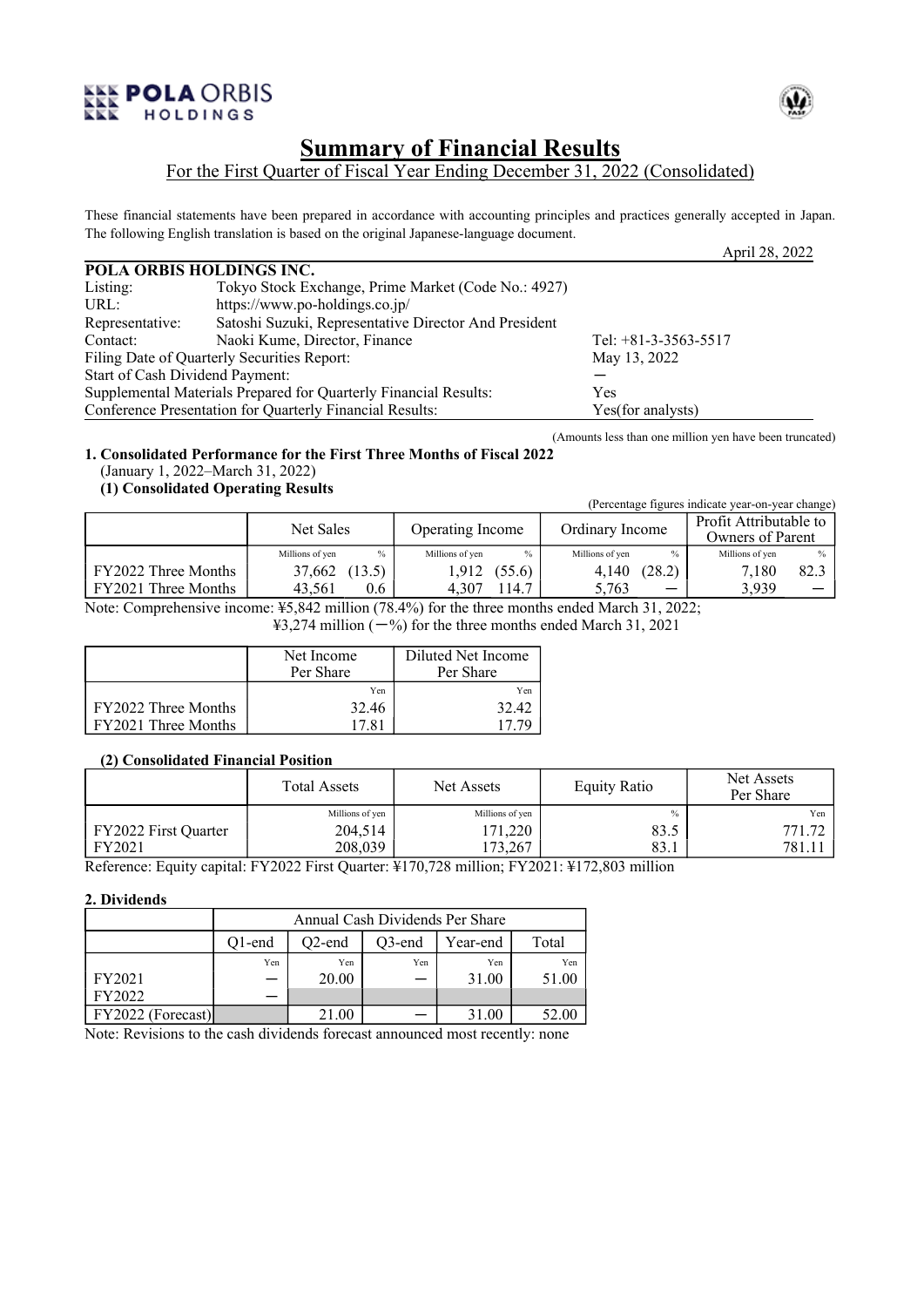POLA ORBIS HOLDINGS

# Summary of Financial Results

For the First Quarter of Fiscal Year Ending December 31, 2022 (Consolidated)

These financial statements have been prepared in accordance with accounting principles and practices generally accepted in Japan. The following English translation is based on the original Japanese-language document.

April 28, 2022

**POLA ORBIS HOLDINGS INC.**

| | | |
|---|---|---|
| Listing: | Tokyo Stock Exchange, Prime Market (Code No.: 4927) | |
| URL: | https://www.po-holdings.co.jp/ | |
| Representative: | Satoshi Suzuki, Representative Director And President | |
| Contact: | Naoki Kume, Director, Finance | Tel: +81-3-3563-5517 |
| Filing Date of Quarterly Securities Report: | | May 13, 2022 |
| Start of Cash Dividend Payment: | | ― |
| Supplemental Materials Prepared for Quarterly Financial Results: | | Yes |
| Conference Presentation for Quarterly Financial Results: | | Yes(for analysts) |

(Amounts less than one million yen have been truncated)

**1. Consolidated Performance for the First Three Months of Fiscal 2022**
(January 1, 2022–March 31, 2022)

**(1) Consolidated Operating Results**

(Percentage figures indicate year-on-year change)

| | Net Sales | | Operating Income | | Ordinary Income | | Profit Attributable to Owners of Parent | |
|---|---|---|---|---|---|---|---|---|
| | Millions of yen | % | Millions of yen | % | Millions of yen | % | Millions of yen | % |
| FY2022 Three Months | 37,662 | (13.5) | 1,912 | (55.6) | 4,140 | (28.2) | 7,180 | 82.3 |
| FY2021 Three Months | 43,561 | 0.6 | 4,307 | 114.7 | 5,763 | ― | 3,939 | ― |

Note: Comprehensive income: ¥5,842 million (78.4%) for the three months ended March 31, 2022;
¥3,274 million (―%) for the three months ended March 31, 2021

| | Net Income Per Share | Diluted Net Income Per Share |
|---|---|---|
| | Yen | Yen |
| FY2022 Three Months | 32.46 | 32.42 |
| FY2021 Three Months | 17.81 | 17.79 |

**(2) Consolidated Financial Position**

| | Total Assets | Net Assets | Equity Ratio | Net Assets Per Share |
|---|---|---|---|---|
| | Millions of yen | Millions of yen | % | Yen |
| FY2022 First Quarter | 204,514 | 171,220 | 83.5 | 771.72 |
| FY2021 | 208,039 | 173,267 | 83.1 | 781.11 |

Reference: Equity capital: FY2022 First Quarter: ¥170,728 million; FY2021: ¥172,803 million

**2. Dividends**

| | Annual Cash Dividends Per Share | | | | |
|---|---|---|---|---|---|
| | Q1-end | Q2-end | Q3-end | Year-end | Total |
| | Yen | Yen | Yen | Yen | Yen |
| FY2021 | ― | 20.00 | ― | 31.00 | 51.00 |
| FY2022 | ― | | | | |
| FY2022 (Forecast) | | 21.00 | ― | 31.00 | 52.00 |

Note: Revisions to the cash dividends forecast announced most recently: none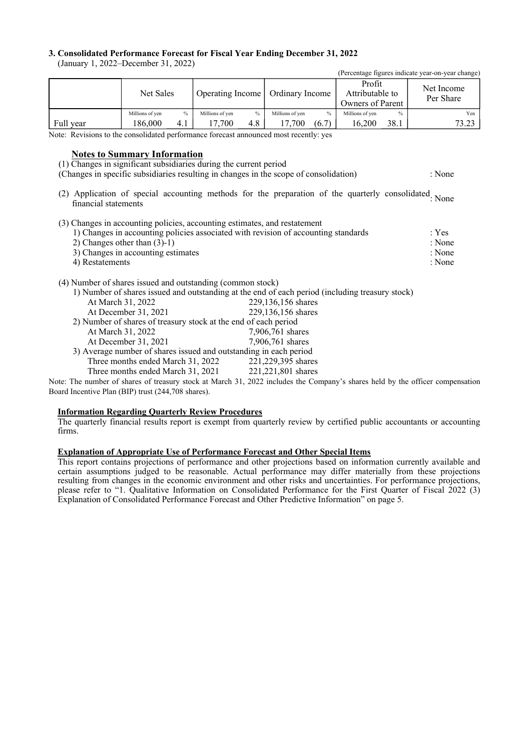### 3. Consolidated Performance Forecast for Fiscal Year Ending December 31, 2022

(January 1, 2022–December 31, 2022)

(Percentage figures indicate year-on-year change)

| | Net Sales | | Operating Income | | Ordinary Income | | Profit Attributable to Owners of Parent | | Net Income Per Share |
|---|---|---|---|---|---|---|---|---|---|
| | Millions of yen | % | Millions of yen | % | Millions of yen | % | Millions of yen | % | Yen |
| Full year | 186,000 | 4.1 | 17,700 | 4.8 | 17,700 | (6.7) | 16,200 | 38.1 | 73.23 |

Note: Revisions to the consolidated performance forecast announced most recently: yes

**Notes to Summary Information**

(1) Changes in significant subsidiaries during the current period
(Changes in specific subsidiaries resulting in changes in the scope of consolidation) : None

(2) Application of special accounting methods for the preparation of the quarterly consolidated financial statements : None

(3) Changes in accounting policies, accounting estimates, and restatement
1) Changes in accounting policies associated with revision of accounting standards : Yes
2) Changes other than (3)-1) : None
3) Changes in accounting estimates : None
4) Restatements : None

(4) Number of shares issued and outstanding (common stock)
1) Number of shares issued and outstanding at the end of each period (including treasury stock)
At March 31, 2022 229,136,156 shares
At December 31, 2021 229,136,156 shares
2) Number of shares of treasury stock at the end of each period
At March 31, 2022 7,906,761 shares
At December 31, 2021 7,906,761 shares
3) Average number of shares issued and outstanding in each period
Three months ended March 31, 2022 221,229,395 shares
Three months ended March 31, 2021 221,221,801 shares

Note: The number of shares of treasury stock at March 31, 2022 includes the Company's shares held by the officer compensation Board Incentive Plan (BIP) trust (244,708 shares).

**Information Regarding Quarterly Review Procedures**

The quarterly financial results report is exempt from quarterly review by certified public accountants or accounting firms.

**Explanation of Appropriate Use of Performance Forecast and Other Special Items**

This report contains projections of performance and other projections based on information currently available and certain assumptions judged to be reasonable. Actual performance may differ materially from these projections resulting from changes in the economic environment and other risks and uncertainties. For performance projections, please refer to "1. Qualitative Information on Consolidated Performance for the First Quarter of Fiscal 2022 (3) Explanation of Consolidated Performance Forecast and Other Predictive Information" on page 5.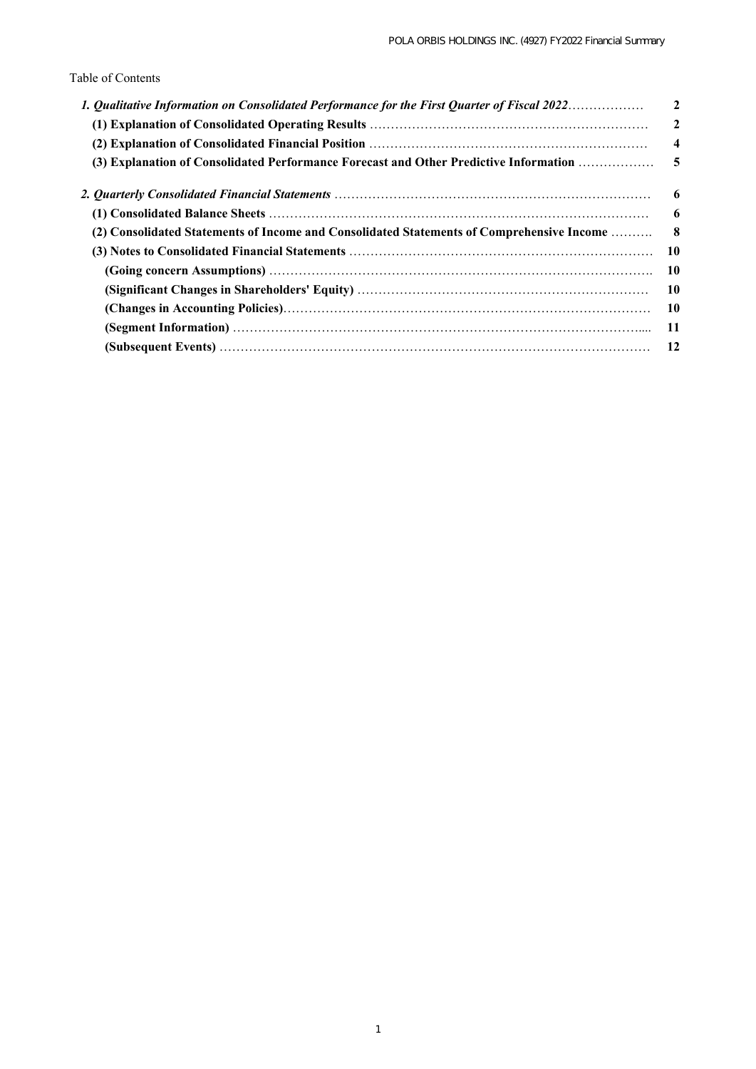Table of Contents

| | |
|---|---|
| ***1. Qualitative Information on Consolidated Performance for the First Quarter of Fiscal 2022*** | **2** |
| **(1) Explanation of Consolidated Operating Results** | **2** |
| **(2) Explanation of Consolidated Financial Position** | **4** |
| **(3) Explanation of Consolidated Performance Forecast and Other Predictive Information** | **5** |
| ***2. Quarterly Consolidated Financial Statements*** | **6** |
| **(1) Consolidated Balance Sheets** | **6** |
| **(2) Consolidated Statements of Income and Consolidated Statements of Comprehensive Income** | **8** |
| **(3) Notes to Consolidated Financial Statements** | **10** |
| **(Going concern Assumptions)** | **10** |
| **(Significant Changes in Shareholders' Equity)** | **10** |
| **(Changes in Accounting Policies)** | **10** |
| **(Segment Information)** | **11** |
| **(Subsequent Events)** | **12** |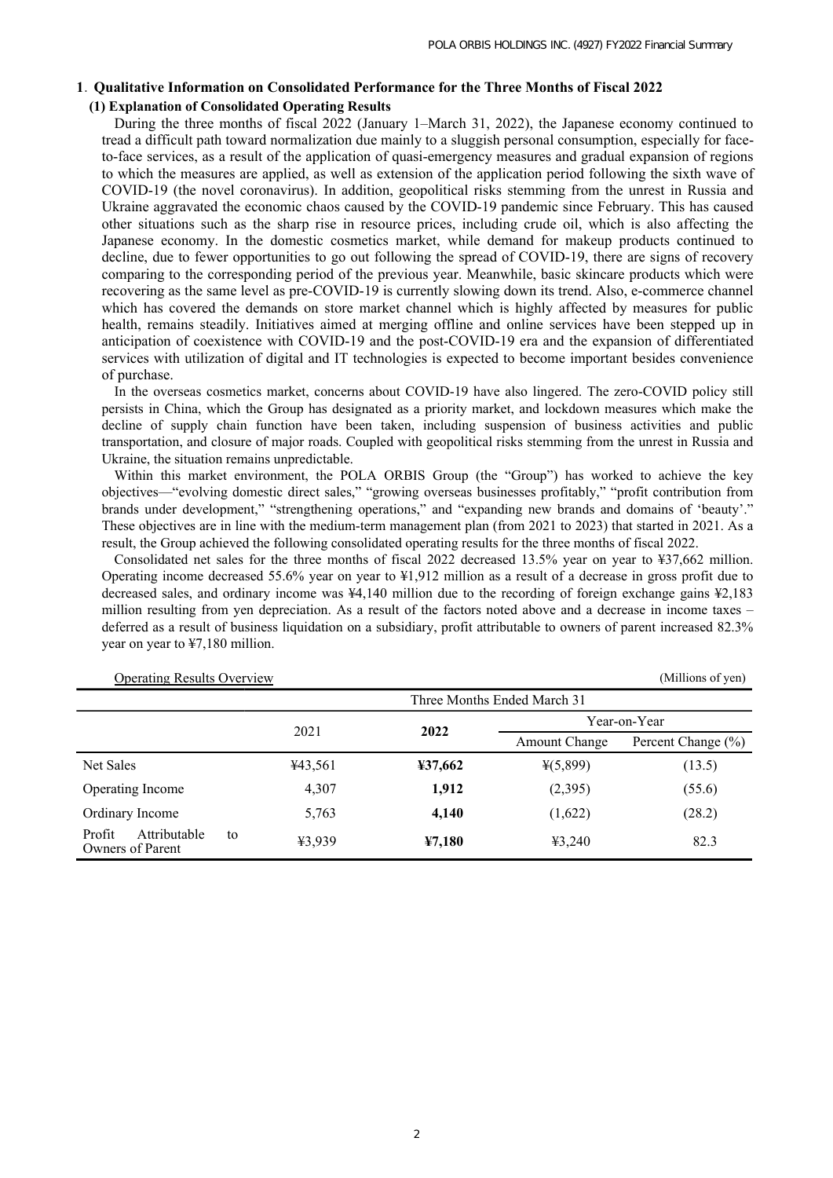## 1. Qualitative Information on Consolidated Performance for the Three Months of Fiscal 2022

### (1) Explanation of Consolidated Operating Results

During the three months of fiscal 2022 (January 1–March 31, 2022), the Japanese economy continued to tread a difficult path toward normalization due mainly to a sluggish personal consumption, especially for face-to-face services, as a result of the application of quasi-emergency measures and gradual expansion of regions to which the measures are applied, as well as extension of the application period following the sixth wave of COVID-19 (the novel coronavirus). In addition, geopolitical risks stemming from the unrest in Russia and Ukraine aggravated the economic chaos caused by the COVID-19 pandemic since February. This has caused other situations such as the sharp rise in resource prices, including crude oil, which is also affecting the Japanese economy. In the domestic cosmetics market, while demand for makeup products continued to decline, due to fewer opportunities to go out following the spread of COVID-19, there are signs of recovery comparing to the corresponding period of the previous year. Meanwhile, basic skincare products which were recovering as the same level as pre-COVID-19 is currently slowing down its trend. Also, e-commerce channel which has covered the demands on store market channel which is highly affected by measures for public health, remains steadily. Initiatives aimed at merging offline and online services have been stepped up in anticipation of coexistence with COVID-19 and the post-COVID-19 era and the expansion of differentiated services with utilization of digital and IT technologies is expected to become important besides convenience of purchase.

In the overseas cosmetics market, concerns about COVID-19 have also lingered. The zero-COVID policy still persists in China, which the Group has designated as a priority market, and lockdown measures which make the decline of supply chain function have been taken, including suspension of business activities and public transportation, and closure of major roads. Coupled with geopolitical risks stemming from the unrest in Russia and Ukraine, the situation remains unpredictable.

Within this market environment, the POLA ORBIS Group (the "Group") has worked to achieve the key objectives—"evolving domestic direct sales," "growing overseas businesses profitably," "profit contribution from brands under development," "strengthening operations," and "expanding new brands and domains of 'beauty'." These objectives are in line with the medium-term management plan (from 2021 to 2023) that started in 2021. As a result, the Group achieved the following consolidated operating results for the three months of fiscal 2022.

Consolidated net sales for the three months of fiscal 2022 decreased 13.5% year on year to ¥37,662 million. Operating income decreased 55.6% year on year to ¥1,912 million as a result of a decrease in gross profit due to decreased sales, and ordinary income was ¥4,140 million due to the recording of foreign exchange gains ¥2,183 million resulting from yen depreciation. As a result of the factors noted above and a decrease in income taxes – deferred as a result of business liquidation on a subsidiary, profit attributable to owners of parent increased 82.3% year on year to ¥7,180 million.

Operating Results Overview (Millions of yen)

| | Three Months Ended March 31 | | | |
|---|---|---|---|---|
| | 2021 | **2022** | Year-on-Year | |
| | | | Amount Change | Percent Change (%) |
| Net Sales | ¥43,561 | **¥37,662** | ¥(5,899) | (13.5) |
| Operating Income | 4,307 | **1,912** | (2,395) | (55.6) |
| Ordinary Income | 5,763 | **4,140** | (1,622) | (28.2) |
| Profit Attributable to Owners of Parent | ¥3,939 | **¥7,180** | ¥3,240 | 82.3 |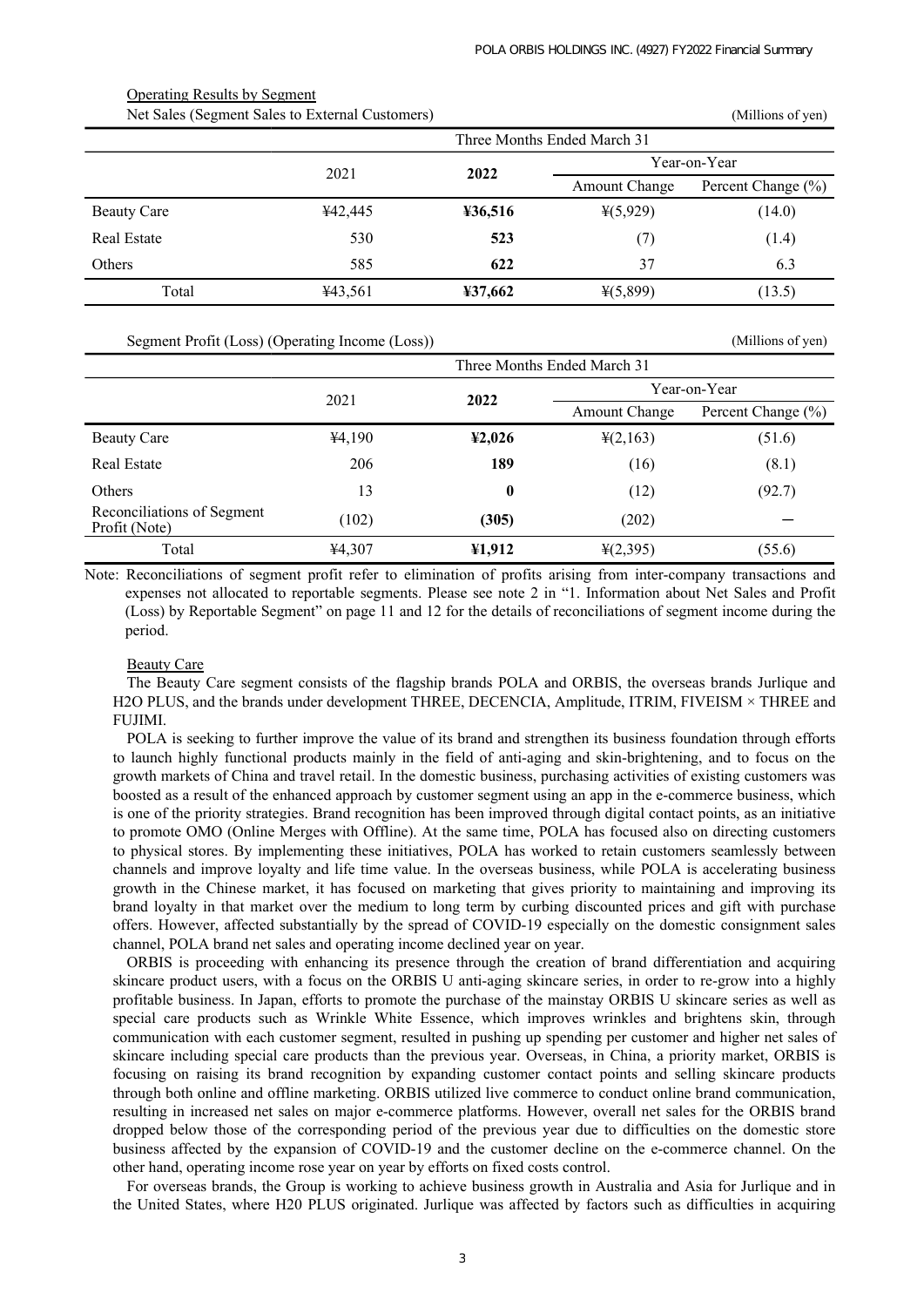Operating Results by Segment

Net Sales (Segment Sales to External Customers)

(Millions of yen)

| | Three Months Ended March 31 | | | |
|---|---|---|---|---|
| | 2021 | **2022** | Year-on-Year | |
| | | | Amount Change | Percent Change (%) |
| Beauty Care | ¥42,445 | **¥36,516** | ¥(5,929) | (14.0) |
| Real Estate | 530 | **523** | (7) | (1.4) |
| Others | 585 | **622** | 37 | 6.3 |
| Total | ¥43,561 | **¥37,662** | ¥(5,899) | (13.5) |

Segment Profit (Loss) (Operating Income (Loss))

(Millions of yen)

| | Three Months Ended March 31 | | | |
|---|---|---|---|---|
| | 2021 | **2022** | Year-on-Year | |
| | | | Amount Change | Percent Change (%) |
| Beauty Care | ¥4,190 | **¥2,026** | ¥(2,163) | (51.6) |
| Real Estate | 206 | **189** | (16) | (8.1) |
| Others | 13 | **0** | (12) | (92.7) |
| Reconciliations of Segment Profit (Note) | (102) | **(305)** | (202) | ― |
| Total | ¥4,307 | **¥1,912** | ¥(2,395) | (55.6) |

Note: Reconciliations of segment profit refer to elimination of profits arising from inter-company transactions and expenses not allocated to reportable segments. Please see note 2 in "1. Information about Net Sales and Profit (Loss) by Reportable Segment" on page 11 and 12 for the details of reconciliations of segment income during the period.

Beauty Care

The Beauty Care segment consists of the flagship brands POLA and ORBIS, the overseas brands Jurlique and H2O PLUS, and the brands under development THREE, DECENCIA, Amplitude, ITRIM, FIVEISM × THREE and FUJIMI.

POLA is seeking to further improve the value of its brand and strengthen its business foundation through efforts to launch highly functional products mainly in the field of anti-aging and skin-brightening, and to focus on the growth markets of China and travel retail. In the domestic business, purchasing activities of existing customers was boosted as a result of the enhanced approach by customer segment using an app in the e-commerce business, which is one of the priority strategies. Brand recognition has been improved through digital contact points, as an initiative to promote OMO (Online Merges with Offline). At the same time, POLA has focused also on directing customers to physical stores. By implementing these initiatives, POLA has worked to retain customers seamlessly between channels and improve loyalty and life time value. In the overseas business, while POLA is accelerating business growth in the Chinese market, it has focused on marketing that gives priority to maintaining and improving its brand loyalty in that market over the medium to long term by curbing discounted prices and gift with purchase offers. However, affected substantially by the spread of COVID-19 especially on the domestic consignment sales channel, POLA brand net sales and operating income declined year on year.

ORBIS is proceeding with enhancing its presence through the creation of brand differentiation and acquiring skincare product users, with a focus on the ORBIS U anti-aging skincare series, in order to re-grow into a highly profitable business. In Japan, efforts to promote the purchase of the mainstay ORBIS U skincare series as well as special care products such as Wrinkle White Essence, which improves wrinkles and brightens skin, through communication with each customer segment, resulted in pushing up spending per customer and higher net sales of skincare including special care products than the previous year. Overseas, in China, a priority market, ORBIS is focusing on raising its brand recognition by expanding customer contact points and selling skincare products through both online and offline marketing. ORBIS utilized live commerce to conduct online brand communication, resulting in increased net sales on major e-commerce platforms. However, overall net sales for the ORBIS brand dropped below those of the corresponding period of the previous year due to difficulties on the domestic store business affected by the expansion of COVID-19 and the customer decline on the e-commerce channel. On the other hand, operating income rose year on year by efforts on fixed costs control.

For overseas brands, the Group is working to achieve business growth in Australia and Asia for Jurlique and in the United States, where H20 PLUS originated. Jurlique was affected by factors such as difficulties in acquiring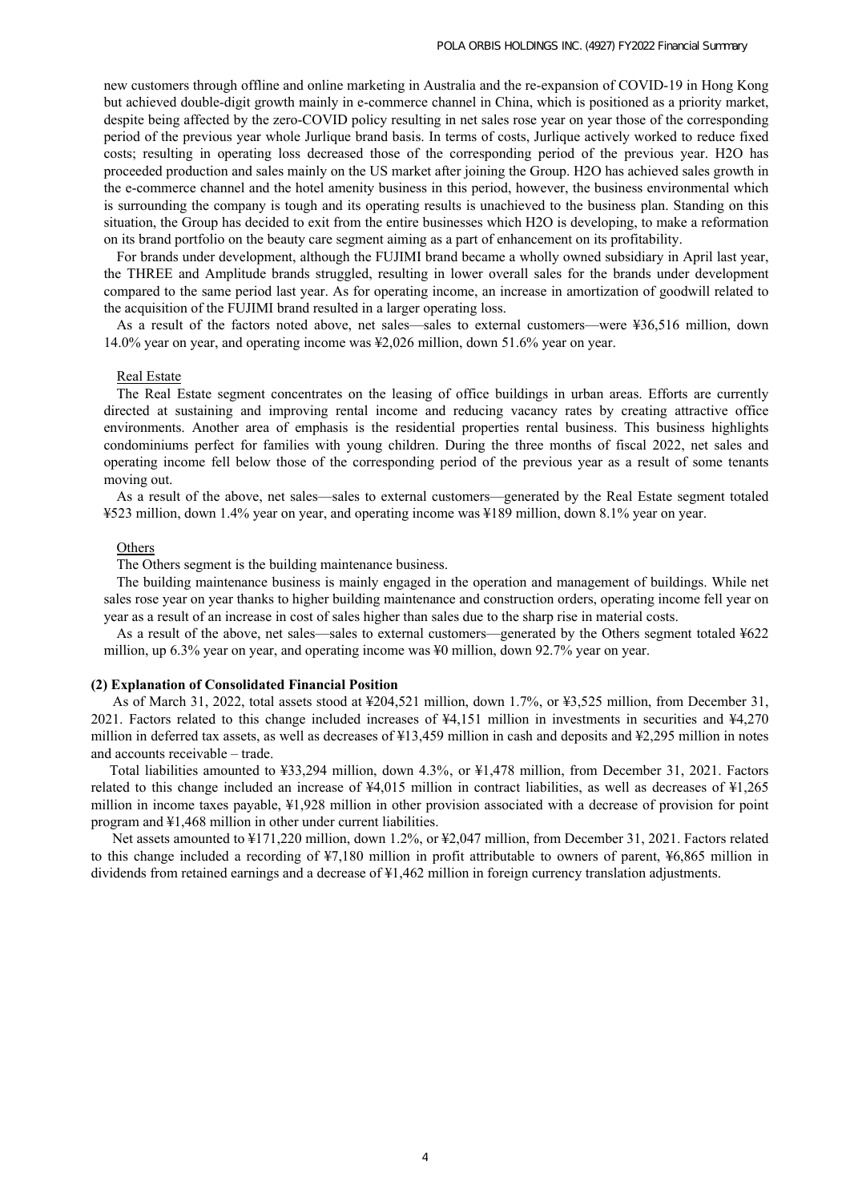new customers through offline and online marketing in Australia and the re-expansion of COVID-19 in Hong Kong but achieved double-digit growth mainly in e-commerce channel in China, which is positioned as a priority market, despite being affected by the zero-COVID policy resulting in net sales rose year on year those of the corresponding period of the previous year whole Jurlique brand basis. In terms of costs, Jurlique actively worked to reduce fixed costs; resulting in operating loss decreased those of the corresponding period of the previous year. H2O has proceeded production and sales mainly on the US market after joining the Group. H2O has achieved sales growth in the e-commerce channel and the hotel amenity business in this period, however, the business environmental which is surrounding the company is tough and its operating results is unachieved to the business plan. Standing on this situation, the Group has decided to exit from the entire businesses which H2O is developing, to make a reformation on its brand portfolio on the beauty care segment aiming as a part of enhancement on its profitability.

For brands under development, although the FUJIMI brand became a wholly owned subsidiary in April last year, the THREE and Amplitude brands struggled, resulting in lower overall sales for the brands under development compared to the same period last year. As for operating income, an increase in amortization of goodwill related to the acquisition of the FUJIMI brand resulted in a larger operating loss.

As a result of the factors noted above, net sales—sales to external customers—were ¥36,516 million, down 14.0% year on year, and operating income was ¥2,026 million, down 51.6% year on year.

Real Estate

The Real Estate segment concentrates on the leasing of office buildings in urban areas. Efforts are currently directed at sustaining and improving rental income and reducing vacancy rates by creating attractive office environments. Another area of emphasis is the residential properties rental business. This business highlights condominiums perfect for families with young children. During the three months of fiscal 2022, net sales and operating income fell below those of the corresponding period of the previous year as a result of some tenants moving out.

As a result of the above, net sales—sales to external customers—generated by the Real Estate segment totaled ¥523 million, down 1.4% year on year, and operating income was ¥189 million, down 8.1% year on year.

Others

The Others segment is the building maintenance business.

The building maintenance business is mainly engaged in the operation and management of buildings. While net sales rose year on year thanks to higher building maintenance and construction orders, operating income fell year on year as a result of an increase in cost of sales higher than sales due to the sharp rise in material costs.

As a result of the above, net sales—sales to external customers—generated by the Others segment totaled ¥622 million, up 6.3% year on year, and operating income was ¥0 million, down 92.7% year on year.

**(2) Explanation of Consolidated Financial Position**

As of March 31, 2022, total assets stood at ¥204,521 million, down 1.7%, or ¥3,525 million, from December 31, 2021. Factors related to this change included increases of ¥4,151 million in investments in securities and ¥4,270 million in deferred tax assets, as well as decreases of ¥13,459 million in cash and deposits and ¥2,295 million in notes and accounts receivable – trade.

Total liabilities amounted to ¥33,294 million, down 4.3%, or ¥1,478 million, from December 31, 2021. Factors related to this change included an increase of ¥4,015 million in contract liabilities, as well as decreases of ¥1,265 million in income taxes payable, ¥1,928 million in other provision associated with a decrease of provision for point program and ¥1,468 million in other under current liabilities.

Net assets amounted to ¥171,220 million, down 1.2%, or ¥2,047 million, from December 31, 2021. Factors related to this change included a recording of ¥7,180 million in profit attributable to owners of parent, ¥6,865 million in dividends from retained earnings and a decrease of ¥1,462 million in foreign currency translation adjustments.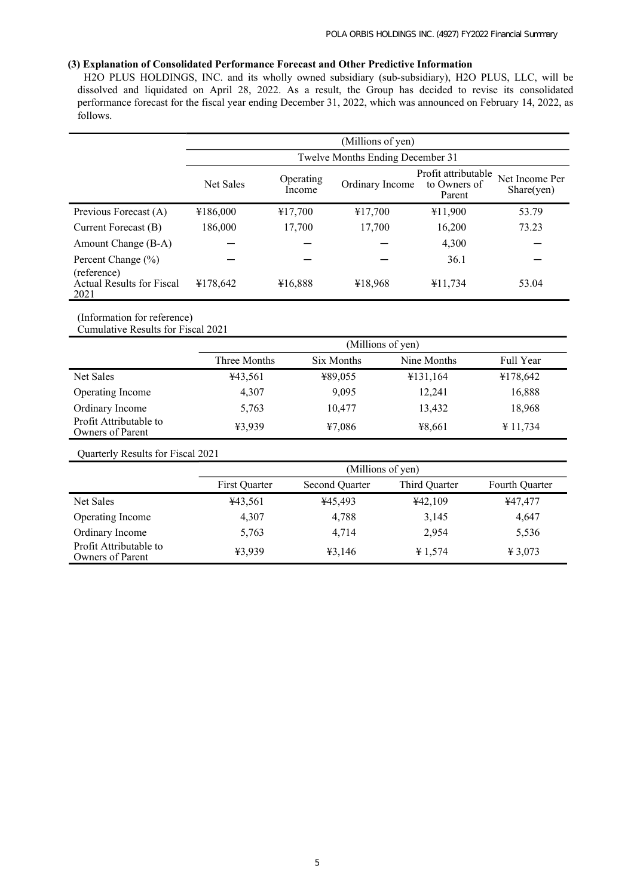### (3) Explanation of Consolidated Performance Forecast and Other Predictive Information

H2O PLUS HOLDINGS, INC. and its wholly owned subsidiary (sub-subsidiary), H2O PLUS, LLC, will be dissolved and liquidated on April 28, 2022. As a result, the Group has decided to revise its consolidated performance forecast for the fiscal year ending December 31, 2022, which was announced on February 14, 2022, as follows.

| | (Millions of yen) | | | | |
|---|---|---|---|---|---|
| | Twelve Months Ending December 31 | | | | |
| | Net Sales | Operating Income | Ordinary Income | Profit attributable to Owners of Parent | Net Income Per Share(yen) |
| Previous Forecast (A) | ¥186,000 | ¥17,700 | ¥17,700 | ¥11,900 | 53.79 |
| Current Forecast (B) | 186,000 | 17,700 | 17,700 | 16,200 | 73.23 |
| Amount Change (B-A) | ー | ー | ー | 4,300 | ー |
| Percent Change (%) | ー | ー | ー | 36.1 | ー |
| (reference) Actual Results for Fiscal 2021 | ¥178,642 | ¥16,888 | ¥18,968 | ¥11,734 | 53.04 |

(Information for reference)
Cumulative Results for Fiscal 2021

| | (Millions of yen) | | | |
|---|---|---|---|---|
| | Three Months | Six Months | Nine Months | Full Year |
| Net Sales | ¥43,561 | ¥89,055 | ¥131,164 | ¥178,642 |
| Operating Income | 4,307 | 9,095 | 12,241 | 16,888 |
| Ordinary Income | 5,763 | 10,477 | 13,432 | 18,968 |
| Profit Attributable to Owners of Parent | ¥3,939 | ¥7,086 | ¥8,661 | ¥ 11,734 |

Quarterly Results for Fiscal 2021

| | (Millions of yen) | | | |
|---|---|---|---|---|
| | First Quarter | Second Quarter | Third Quarter | Fourth Quarter |
| Net Sales | ¥43,561 | ¥45,493 | ¥42,109 | ¥47,477 |
| Operating Income | 4,307 | 4,788 | 3,145 | 4,647 |
| Ordinary Income | 5,763 | 4,714 | 2,954 | 5,536 |
| Profit Attributable to Owners of Parent | ¥3,939 | ¥3,146 | ¥ 1,574 | ¥ 3,073 |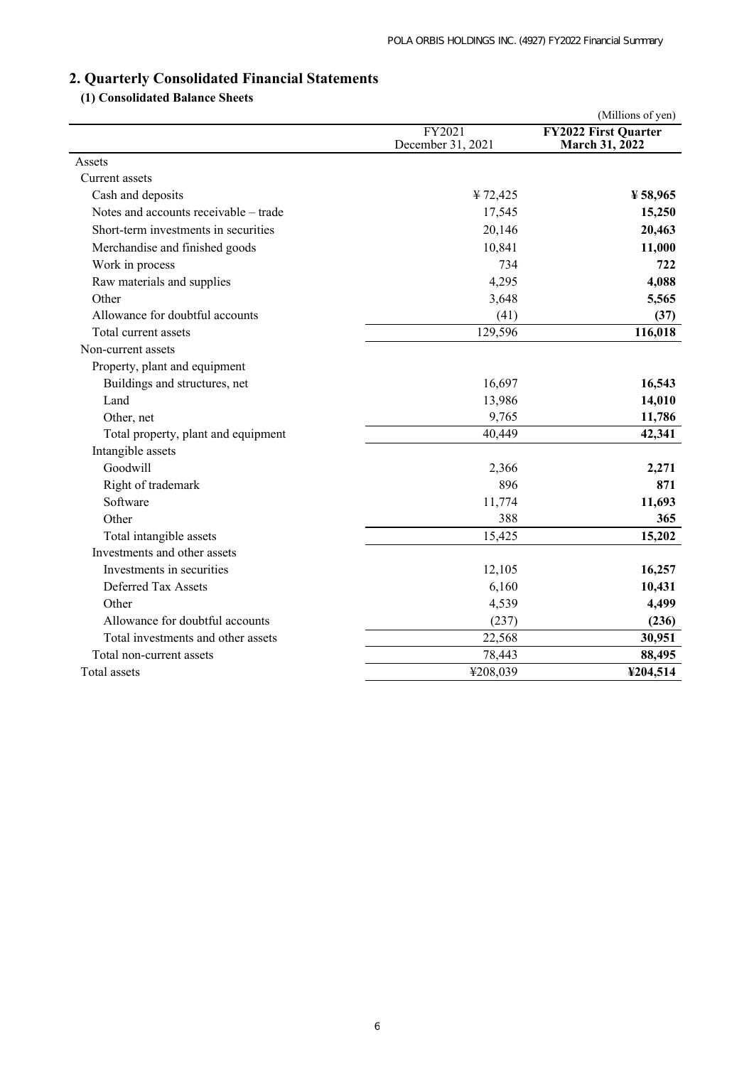## 2. Quarterly Consolidated Financial Statements

### (1) Consolidated Balance Sheets

(Millions of yen)

| | FY2021 December 31, 2021 | **FY2022 First Quarter March 31, 2022** |
|---|---|---|
| Assets | | |
| Current assets | | |
| Cash and deposits | ¥ 72,425 | **¥ 58,965** |
| Notes and accounts receivable – trade | 17,545 | **15,250** |
| Short-term investments in securities | 20,146 | **20,463** |
| Merchandise and finished goods | 10,841 | **11,000** |
| Work in process | 734 | **722** |
| Raw materials and supplies | 4,295 | **4,088** |
| Other | 3,648 | **5,565** |
| Allowance for doubtful accounts | (41) | **(37)** |
| Total current assets | 129,596 | **116,018** |
| Non-current assets | | |
| Property, plant and equipment | | |
| Buildings and structures, net | 16,697 | **16,543** |
| Land | 13,986 | **14,010** |
| Other, net | 9,765 | **11,786** |
| Total property, plant and equipment | 40,449 | **42,341** |
| Intangible assets | | |
| Goodwill | 2,366 | **2,271** |
| Right of trademark | 896 | **871** |
| Software | 11,774 | **11,693** |
| Other | 388 | **365** |
| Total intangible assets | 15,425 | **15,202** |
| Investments and other assets | | |
| Investments in securities | 12,105 | **16,257** |
| Deferred Tax Assets | 6,160 | **10,431** |
| Other | 4,539 | **4,499** |
| Allowance for doubtful accounts | (237) | **(236)** |
| Total investments and other assets | 22,568 | **30,951** |
| Total non-current assets | 78,443 | **88,495** |
| Total assets | ¥208,039 | **¥204,514** |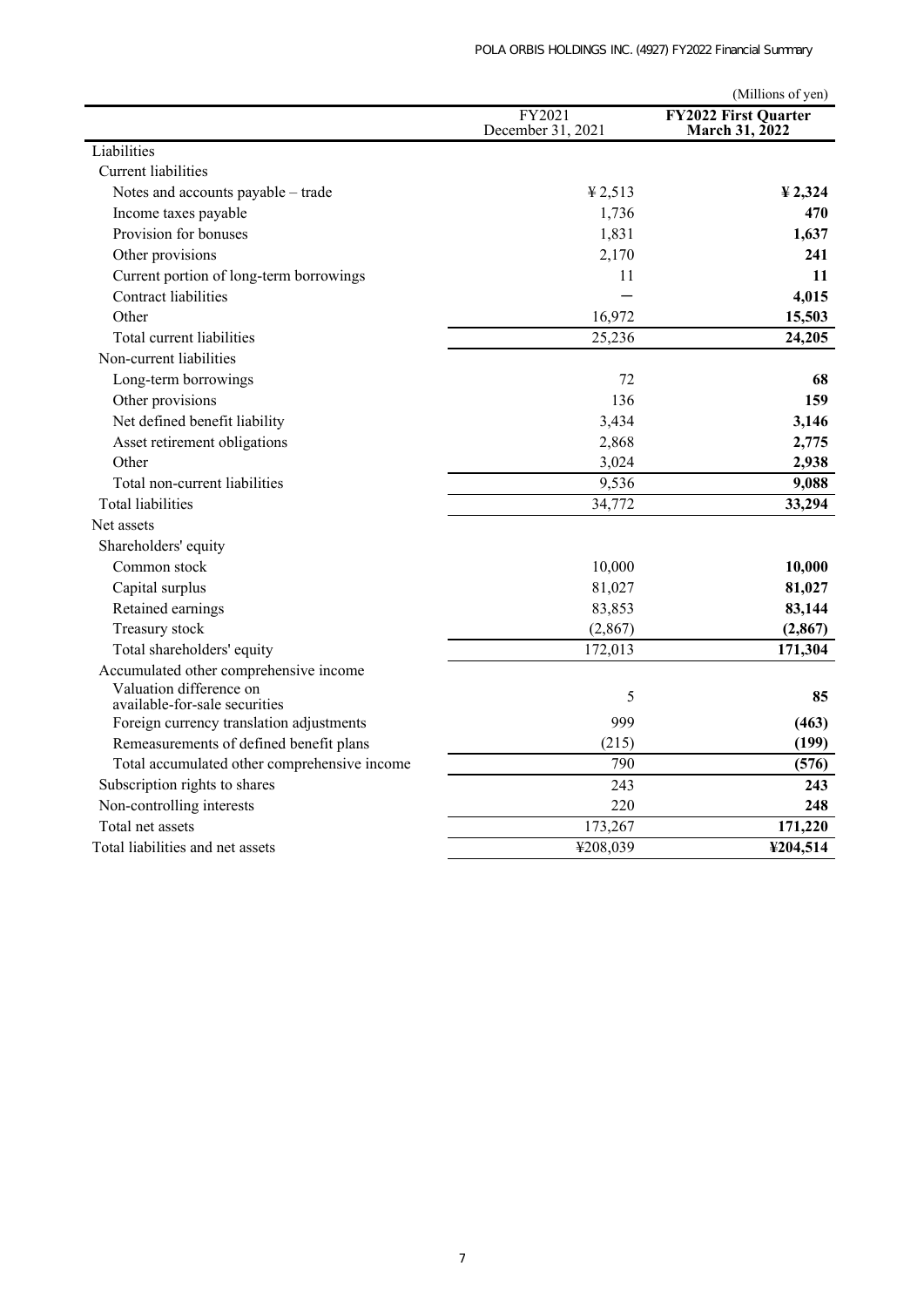(Millions of yen)

| | FY2021<br>December 31, 2021 | **FY2022 First Quarter<br>March 31, 2022** |
|---|---|---|
| Liabilities | | |
| Current liabilities | | |
| Notes and accounts payable – trade | ¥ 2,513 | **¥ 2,324** |
| Income taxes payable | 1,736 | **470** |
| Provision for bonuses | 1,831 | **1,637** |
| Other provisions | 2,170 | **241** |
| Current portion of long-term borrowings | 11 | **11** |
| Contract liabilities | ― | **4,015** |
| Other | 16,972 | **15,503** |
| Total current liabilities | 25,236 | **24,205** |
| Non-current liabilities | | |
| Long-term borrowings | 72 | **68** |
| Other provisions | 136 | **159** |
| Net defined benefit liability | 3,434 | **3,146** |
| Asset retirement obligations | 2,868 | **2,775** |
| Other | 3,024 | **2,938** |
| Total non-current liabilities | 9,536 | **9,088** |
| Total liabilities | 34,772 | **33,294** |
| Net assets | | |
| Shareholders' equity | | |
| Common stock | 10,000 | **10,000** |
| Capital surplus | 81,027 | **81,027** |
| Retained earnings | 83,853 | **83,144** |
| Treasury stock | (2,867) | **(2,867)** |
| Total shareholders' equity | 172,013 | **171,304** |
| Accumulated other comprehensive income | | |
| Valuation difference on available-for-sale securities | 5 | **85** |
| Foreign currency translation adjustments | 999 | **(463)** |
| Remeasurements of defined benefit plans | (215) | **(199)** |
| Total accumulated other comprehensive income | 790 | **(576)** |
| Subscription rights to shares | 243 | **243** |
| Non-controlling interests | 220 | **248** |
| Total net assets | 173,267 | **171,220** |
| Total liabilities and net assets | ¥208,039 | **¥204,514** |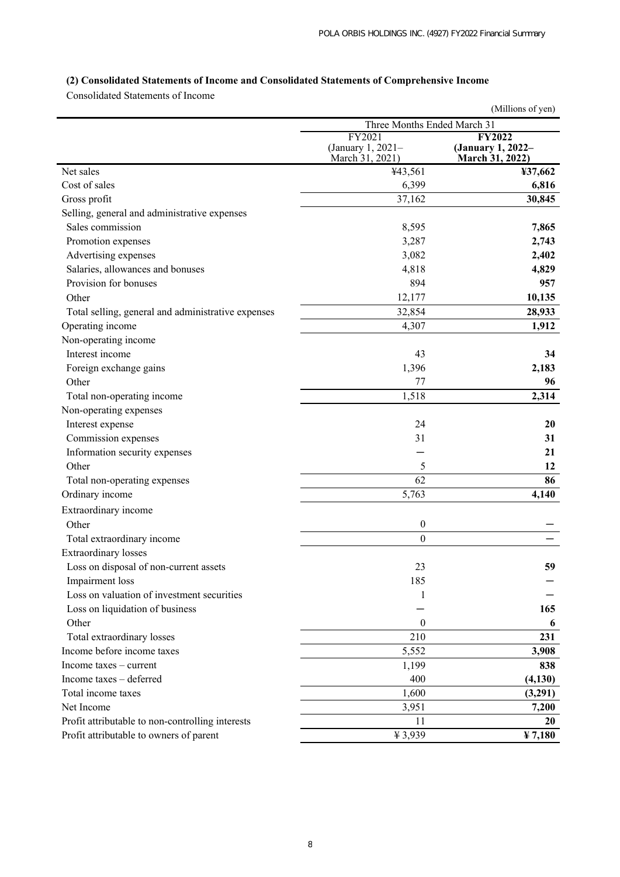### (2) Consolidated Statements of Income and Consolidated Statements of Comprehensive Income

Consolidated Statements of Income

(Millions of yen)

| | Three Months Ended March 31 | |
|---|---|---|
| | FY2021 (January 1, 2021– March 31, 2021) | **FY2022 (January 1, 2022– March 31, 2022)** |
| Net sales | ¥43,561 | **¥37,662** |
| Cost of sales | 6,399 | **6,816** |
| Gross profit | 37,162 | **30,845** |
| Selling, general and administrative expenses | | |
| Sales commission | 8,595 | **7,865** |
| Promotion expenses | 3,287 | **2,743** |
| Advertising expenses | 3,082 | **2,402** |
| Salaries, allowances and bonuses | 4,818 | **4,829** |
| Provision for bonuses | 894 | **957** |
| Other | 12,177 | **10,135** |
| Total selling, general and administrative expenses | 32,854 | **28,933** |
| Operating income | 4,307 | **1,912** |
| Non-operating income | | |
| Interest income | 43 | **34** |
| Foreign exchange gains | 1,396 | **2,183** |
| Other | 77 | **96** |
| Total non-operating income | 1,518 | **2,314** |
| Non-operating expenses | | |
| Interest expense | 24 | **20** |
| Commission expenses | 31 | **31** |
| Information security expenses | ― | **21** |
| Other | 5 | **12** |
| Total non-operating expenses | 62 | **86** |
| Ordinary income | 5,763 | **4,140** |
| Extraordinary income | | |
| Other | 0 | **―** |
| Total extraordinary income | 0 | **―** |
| Extraordinary losses | | |
| Loss on disposal of non-current assets | 23 | **59** |
| Impairment loss | 185 | **―** |
| Loss on valuation of investment securities | 1 | **―** |
| Loss on liquidation of business | ― | **165** |
| Other | 0 | **6** |
| Total extraordinary losses | 210 | **231** |
| Income before income taxes | 5,552 | **3,908** |
| Income taxes – current | 1,199 | **838** |
| Income taxes – deferred | 400 | **(4,130)** |
| Total income taxes | 1,600 | **(3,291)** |
| Net Income | 3,951 | **7,200** |
| Profit attributable to non-controlling interests | 11 | **20** |
| Profit attributable to owners of parent | ¥ 3,939 | **¥ 7,180** |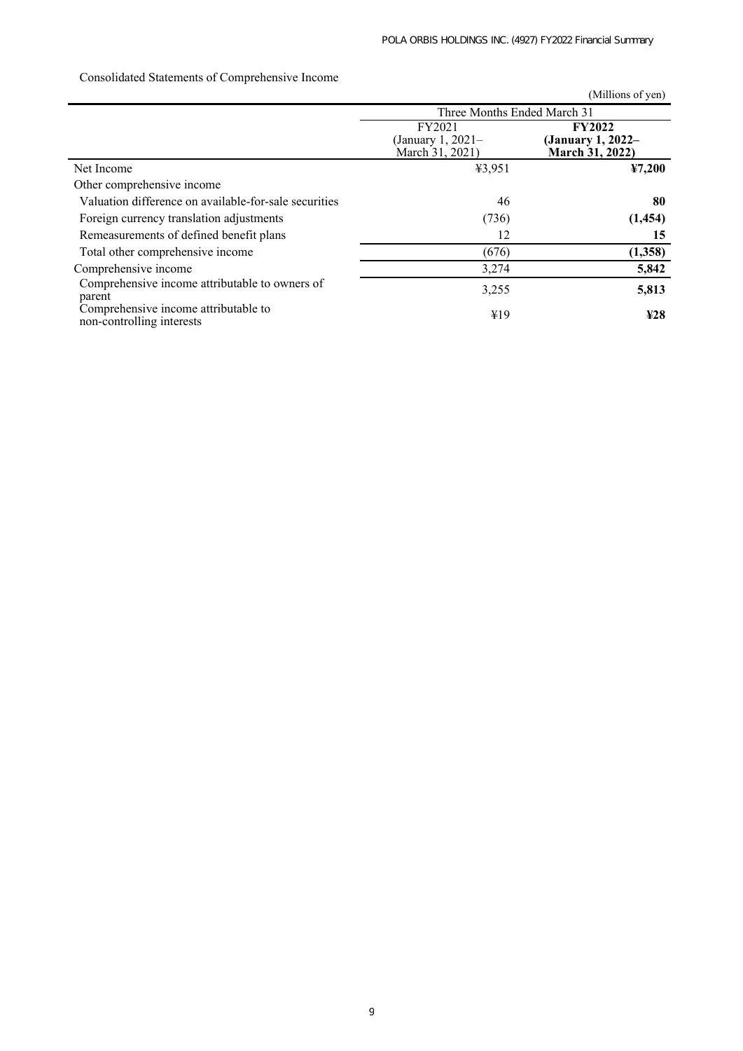Consolidated Statements of Comprehensive Income

(Millions of yen)

| | Three Months Ended March 31 | |
|---|---|---|
| | FY2021 (January 1, 2021– March 31, 2021) | **FY2022 (January 1, 2022– March 31, 2022)** |
| Net Income | ¥3,951 | **¥7,200** |
| Other comprehensive income | | |
| Valuation difference on available-for-sale securities | 46 | **80** |
| Foreign currency translation adjustments | (736) | **(1,454)** |
| Remeasurements of defined benefit plans | 12 | **15** |
| Total other comprehensive income | (676) | **(1,358)** |
| Comprehensive income | 3,274 | **5,842** |
| Comprehensive income attributable to owners of parent | 3,255 | **5,813** |
| Comprehensive income attributable to non-controlling interests | ¥19 | **¥28** |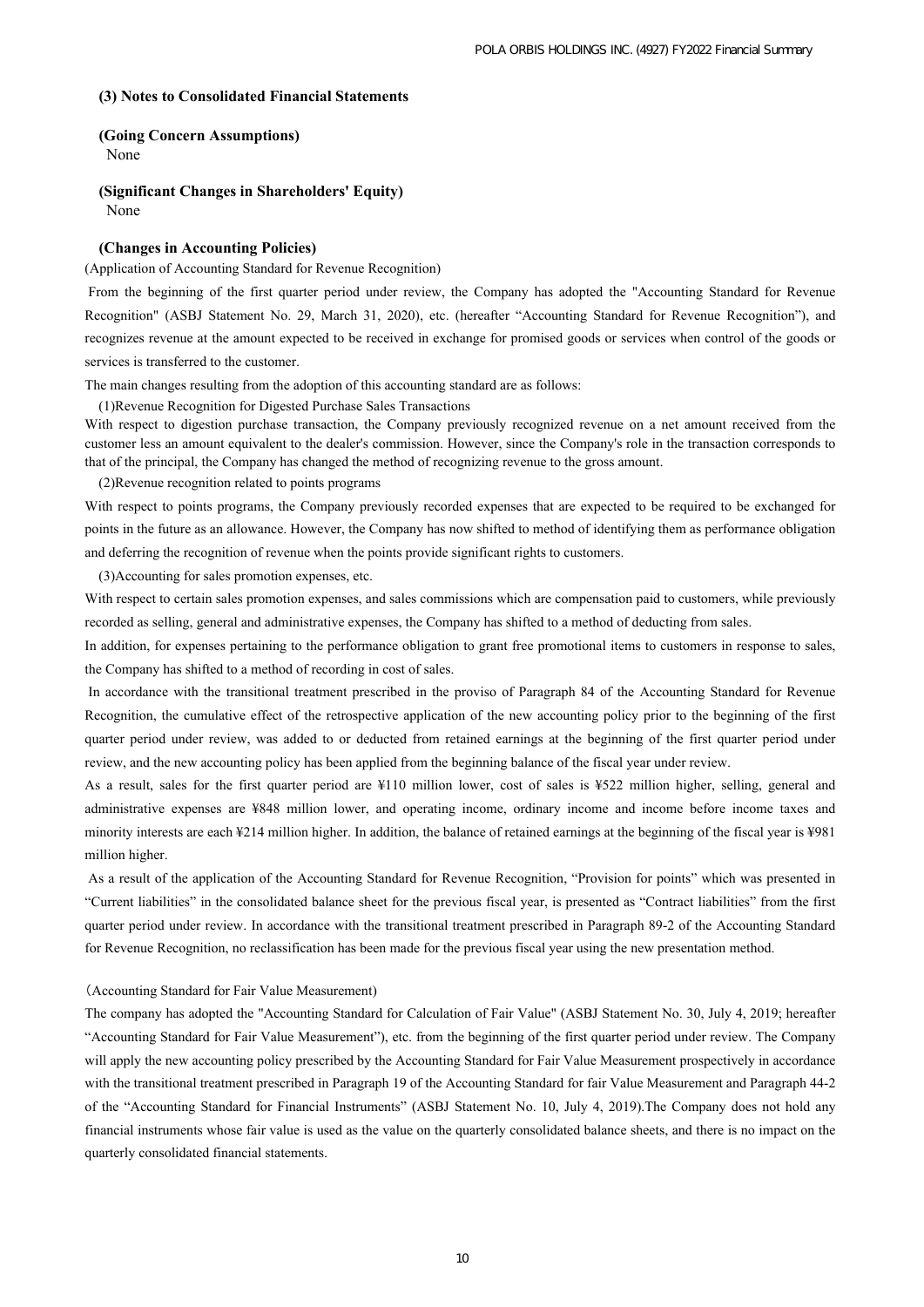### (3) Notes to Consolidated Financial Statements

**(Going Concern Assumptions)**

None

**(Significant Changes in Shareholders' Equity)**

None

**(Changes in Accounting Policies)**

(Application of Accounting Standard for Revenue Recognition)

From the beginning of the first quarter period under review, the Company has adopted the "Accounting Standard for Revenue Recognition" (ASBJ Statement No. 29, March 31, 2020), etc. (hereafter "Accounting Standard for Revenue Recognition"), and recognizes revenue at the amount expected to be received in exchange for promised goods or services when control of the goods or services is transferred to the customer.

The main changes resulting from the adoption of this accounting standard are as follows:

(1)Revenue Recognition for Digested Purchase Sales Transactions

With respect to digestion purchase transaction, the Company previously recognized revenue on a net amount received from the customer less an amount equivalent to the dealer's commission. However, since the Company's role in the transaction corresponds to that of the principal, the Company has changed the method of recognizing revenue to the gross amount.

(2)Revenue recognition related to points programs

With respect to points programs, the Company previously recorded expenses that are expected to be required to be exchanged for points in the future as an allowance. However, the Company has now shifted to method of identifying them as performance obligation and deferring the recognition of revenue when the points provide significant rights to customers.

(3)Accounting for sales promotion expenses, etc.

With respect to certain sales promotion expenses, and sales commissions which are compensation paid to customers, while previously recorded as selling, general and administrative expenses, the Company has shifted to a method of deducting from sales.

In addition, for expenses pertaining to the performance obligation to grant free promotional items to customers in response to sales, the Company has shifted to a method of recording in cost of sales.

In accordance with the transitional treatment prescribed in the proviso of Paragraph 84 of the Accounting Standard for Revenue Recognition, the cumulative effect of the retrospective application of the new accounting policy prior to the beginning of the first quarter period under review, was added to or deducted from retained earnings at the beginning of the first quarter period under review, and the new accounting policy has been applied from the beginning balance of the fiscal year under review.

As a result, sales for the first quarter period are ¥110 million lower, cost of sales is ¥522 million higher, selling, general and administrative expenses are ¥848 million lower, and operating income, ordinary income and income before income taxes and minority interests are each ¥214 million higher. In addition, the balance of retained earnings at the beginning of the fiscal year is ¥981 million higher.

As a result of the application of the Accounting Standard for Revenue Recognition, "Provision for points" which was presented in "Current liabilities" in the consolidated balance sheet for the previous fiscal year, is presented as "Contract liabilities" from the first quarter period under review. In accordance with the transitional treatment prescribed in Paragraph 89-2 of the Accounting Standard for Revenue Recognition, no reclassification has been made for the previous fiscal year using the new presentation method.

（Accounting Standard for Fair Value Measurement)

The company has adopted the "Accounting Standard for Calculation of Fair Value" (ASBJ Statement No. 30, July 4, 2019; hereafter "Accounting Standard for Fair Value Measurement"), etc. from the beginning of the first quarter period under review. The Company will apply the new accounting policy prescribed by the Accounting Standard for Fair Value Measurement prospectively in accordance with the transitional treatment prescribed in Paragraph 19 of the Accounting Standard for fair Value Measurement and Paragraph 44-2 of the "Accounting Standard for Financial Instruments" (ASBJ Statement No. 10, July 4, 2019).The Company does not hold any financial instruments whose fair value is used as the value on the quarterly consolidated balance sheets, and there is no impact on the quarterly consolidated financial statements.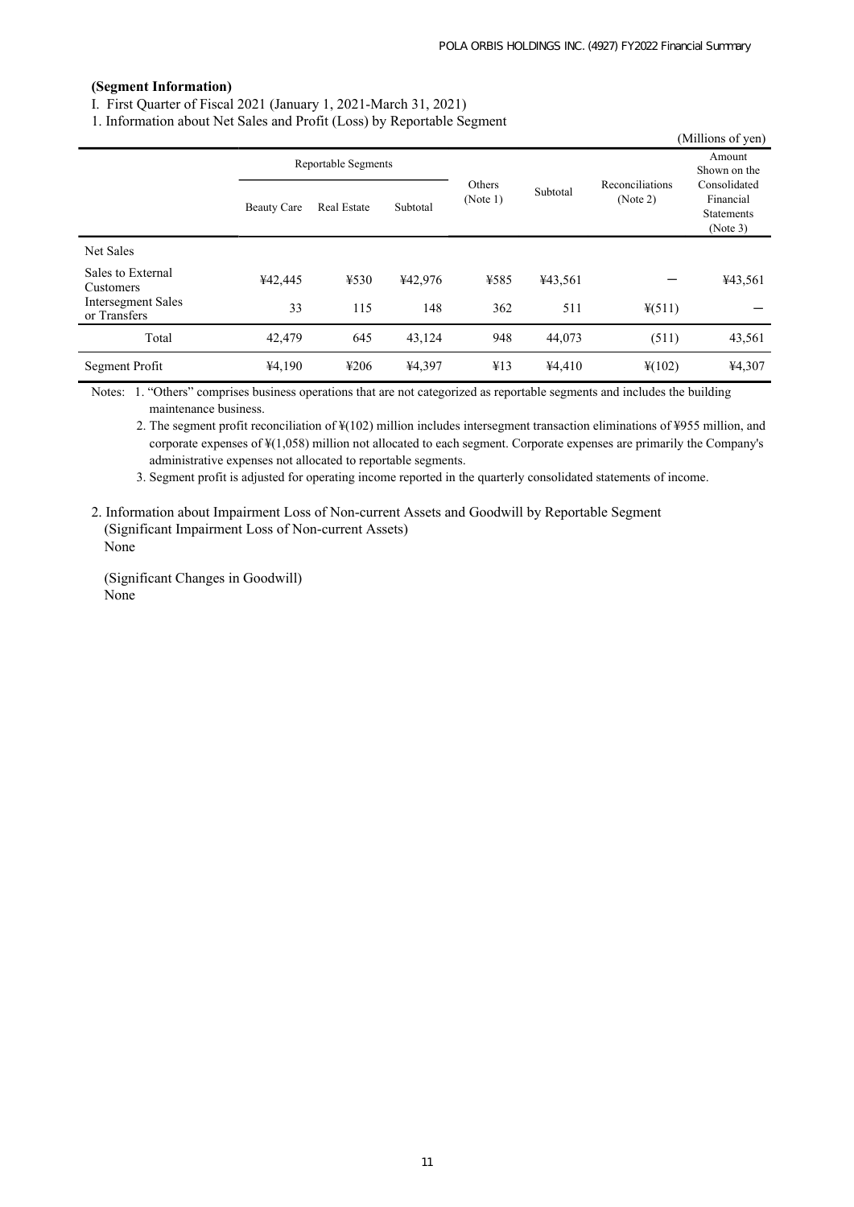**(Segment Information)**

I. First Quarter of Fiscal 2021 (January 1, 2021-March 31, 2021)

1. Information about Net Sales and Profit (Loss) by Reportable Segment

(Millions of yen)

| | Reportable Segments | | | Others (Note 1) | Subtotal | Reconciliations (Note 2) | Amount Shown on the Consolidated Financial Statements (Note 3) |
|---|---|---|---|---|---|---|---|
| | Beauty Care | Real Estate | Subtotal | | | | |
| Net Sales | | | | | | | |
| Sales to External Customers | ¥42,445 | ¥530 | ¥42,976 | ¥585 | ¥43,561 | ― | ¥43,561 |
| Intersegment Sales or Transfers | 33 | 115 | 148 | 362 | 511 | ¥(511) | ― |
| Total | 42,479 | 645 | 43,124 | 948 | 44,073 | (511) | 43,561 |
| Segment Profit | ¥4,190 | ¥206 | ¥4,397 | ¥13 | ¥4,410 | ¥(102) | ¥4,307 |

Notes: 1. "Others" comprises business operations that are not categorized as reportable segments and includes the building maintenance business.

2. The segment profit reconciliation of ¥(102) million includes intersegment transaction eliminations of ¥955 million, and corporate expenses of ¥(1,058) million not allocated to each segment. Corporate expenses are primarily the Company's administrative expenses not allocated to reportable segments.

3. Segment profit is adjusted for operating income reported in the quarterly consolidated statements of income.

2. Information about Impairment Loss of Non-current Assets and Goodwill by Reportable Segment

(Significant Impairment Loss of Non-current Assets)

None

(Significant Changes in Goodwill)

None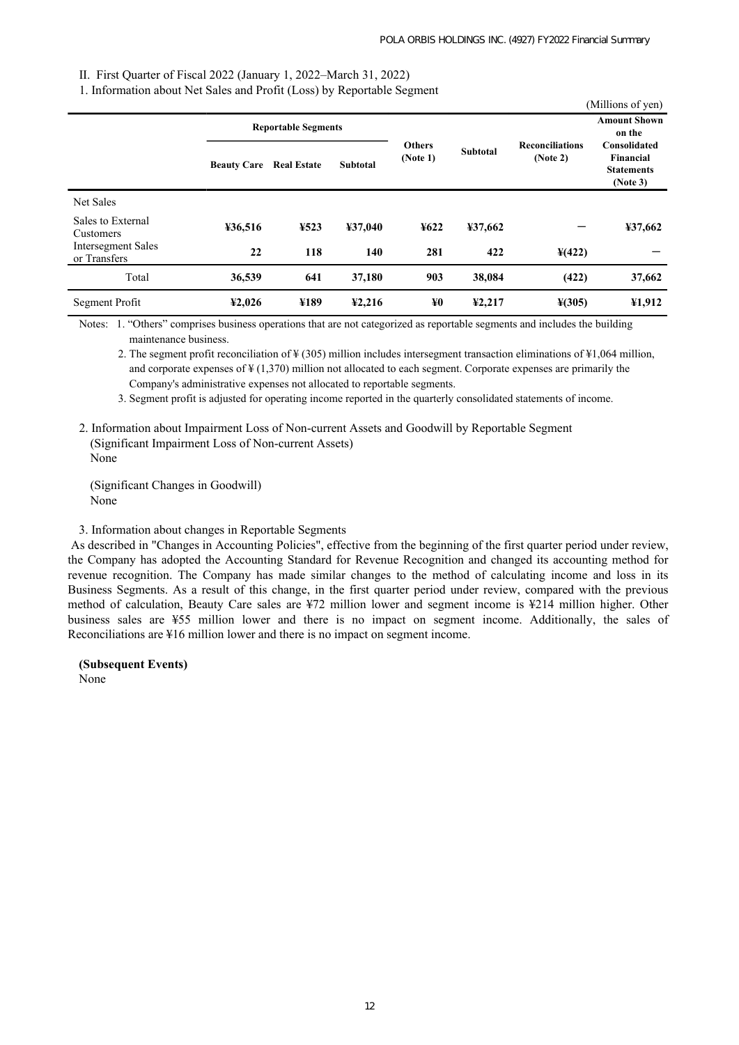II. First Quarter of Fiscal 2022 (January 1, 2022–March 31, 2022)

1. Information about Net Sales and Profit (Loss) by Reportable Segment

(Millions of yen)

| | Reportable Segments | | | Others (Note 1) | Subtotal | Reconciliations (Note 2) | Amount Shown on the Consolidated Financial Statements (Note 3) |
|---|---|---|---|---|---|---|---|
| | Beauty Care | Real Estate | Subtotal | | | | |
| Net Sales | | | | | | | |
| Sales to External Customers | ¥36,516 | ¥523 | ¥37,040 | ¥622 | ¥37,662 | — | ¥37,662 |
| Intersegment Sales or Transfers | 22 | 118 | 140 | 281 | 422 | ¥(422) | — |
| Total | 36,539 | 641 | 37,180 | 903 | 38,084 | (422) | 37,662 |
| Segment Profit | ¥2,026 | ¥189 | ¥2,216 | ¥0 | ¥2,217 | ¥(305) | ¥1,912 |

Notes: 1. "Others" comprises business operations that are not categorized as reportable segments and includes the building maintenance business.

2. The segment profit reconciliation of ¥ (305) million includes intersegment transaction eliminations of ¥1,064 million, and corporate expenses of ¥ (1,370) million not allocated to each segment. Corporate expenses are primarily the Company's administrative expenses not allocated to reportable segments.

3. Segment profit is adjusted for operating income reported in the quarterly consolidated statements of income.

2. Information about Impairment Loss of Non-current Assets and Goodwill by Reportable Segment

(Significant Impairment Loss of Non-current Assets)

None

(Significant Changes in Goodwill)

None

3. Information about changes in Reportable Segments

As described in "Changes in Accounting Policies", effective from the beginning of the first quarter period under review, the Company has adopted the Accounting Standard for Revenue Recognition and changed its accounting method for revenue recognition. The Company has made similar changes to the method of calculating income and loss in its Business Segments. As a result of this change, in the first quarter period under review, compared with the previous method of calculation, Beauty Care sales are ¥72 million lower and segment income is ¥214 million higher. Other business sales are ¥55 million lower and there is no impact on segment income. Additionally, the sales of Reconciliations are ¥16 million lower and there is no impact on segment income.

**(Subsequent Events)**

None